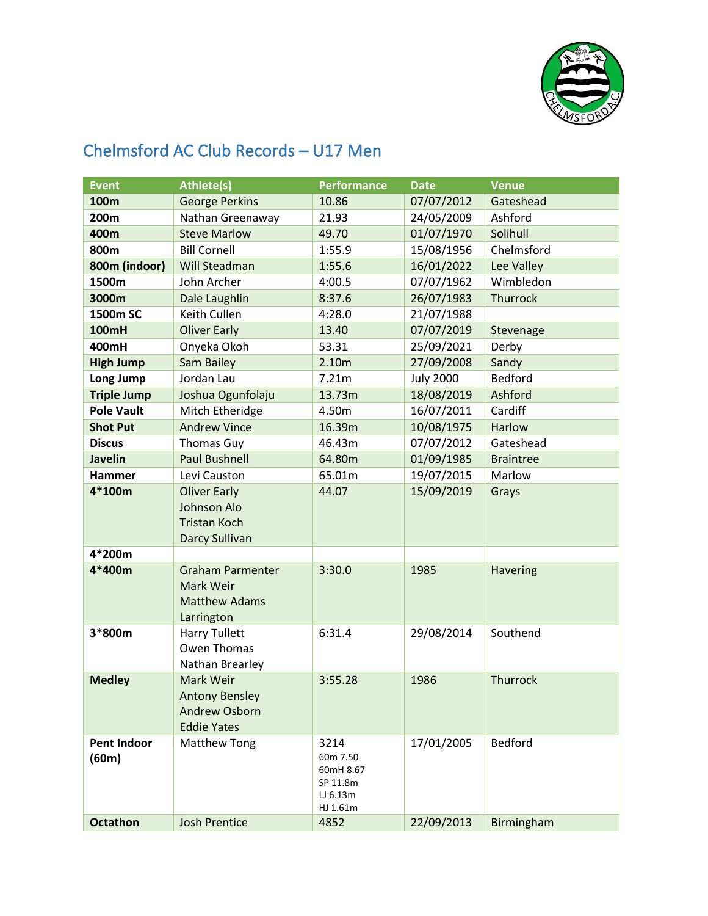# Chelmsford AC Club Records – U17 Men

| Event | Athlete(s) | Performance | Date | Venue |
|---|---|---|---|---|
| **100m** | George Perkins | 10.86 | 07/07/2012 | Gateshead |
| **200m** | Nathan Greenaway | 21.93 | 24/05/2009 | Ashford |
| **400m** | Steve Marlow | 49.70 | 01/07/1970 | Solihull |
| **800m** | Bill Cornell | 1:55.9 | 15/08/1956 | Chelmsford |
| **800m (indoor)** | Will Steadman | 1:55.6 | 16/01/2022 | Lee Valley |
| **1500m** | John Archer | 4:00.5 | 07/07/1962 | Wimbledon |
| **3000m** | Dale Laughlin | 8:37.6 | 26/07/1983 | Thurrock |
| **1500m SC** | Keith Cullen | 4:28.0 | 21/07/1988 | |
| **100mH** | Oliver Early | 13.40 | 07/07/2019 | Stevenage |
| **400mH** | Onyeka Okoh | 53.31 | 25/09/2021 | Derby |
| **High Jump** | Sam Bailey | 2.10m | 27/09/2008 | Sandy |
| **Long Jump** | Jordan Lau | 7.21m | July 2000 | Bedford |
| **Triple Jump** | Joshua Ogunfolaju | 13.73m | 18/08/2019 | Ashford |
| **Pole Vault** | Mitch Etheridge | 4.50m | 16/07/2011 | Cardiff |
| **Shot Put** | Andrew Vince | 16.39m | 10/08/1975 | Harlow |
| **Discus** | Thomas Guy | 46.43m | 07/07/2012 | Gateshead |
| **Javelin** | Paul Bushnell | 64.80m | 01/09/1985 | Braintree |
| **Hammer** | Levi Causton | 65.01m | 19/07/2015 | Marlow |
| **4*100m** | Oliver Early<br>Johnson Alo<br>Tristan Koch<br>Darcy Sullivan | 44.07 | 15/09/2019 | Grays |
| **4*200m** | | | | |
| **4*400m** | Graham Parmenter<br>Mark Weir<br>Matthew Adams<br>Larrington | 3:30.0 | 1985 | Havering |
| **3*800m** | Harry Tullett<br>Owen Thomas<br>Nathan Brearley | 6:31.4 | 29/08/2014 | Southend |
| **Medley** | Mark Weir<br>Antony Bensley<br>Andrew Osborn<br>Eddie Yates | 3:55.28 | 1986 | Thurrock |
| **Pent Indoor (60m)** | Matthew Tong | 3214<br>60m 7.50<br>60mH 8.67<br>SP 11.8m<br>LJ 6.13m<br>HJ 1.61m | 17/01/2005 | Bedford |
| **Octathon** | Josh Prentice | 4852 | 22/09/2013 | Birmingham |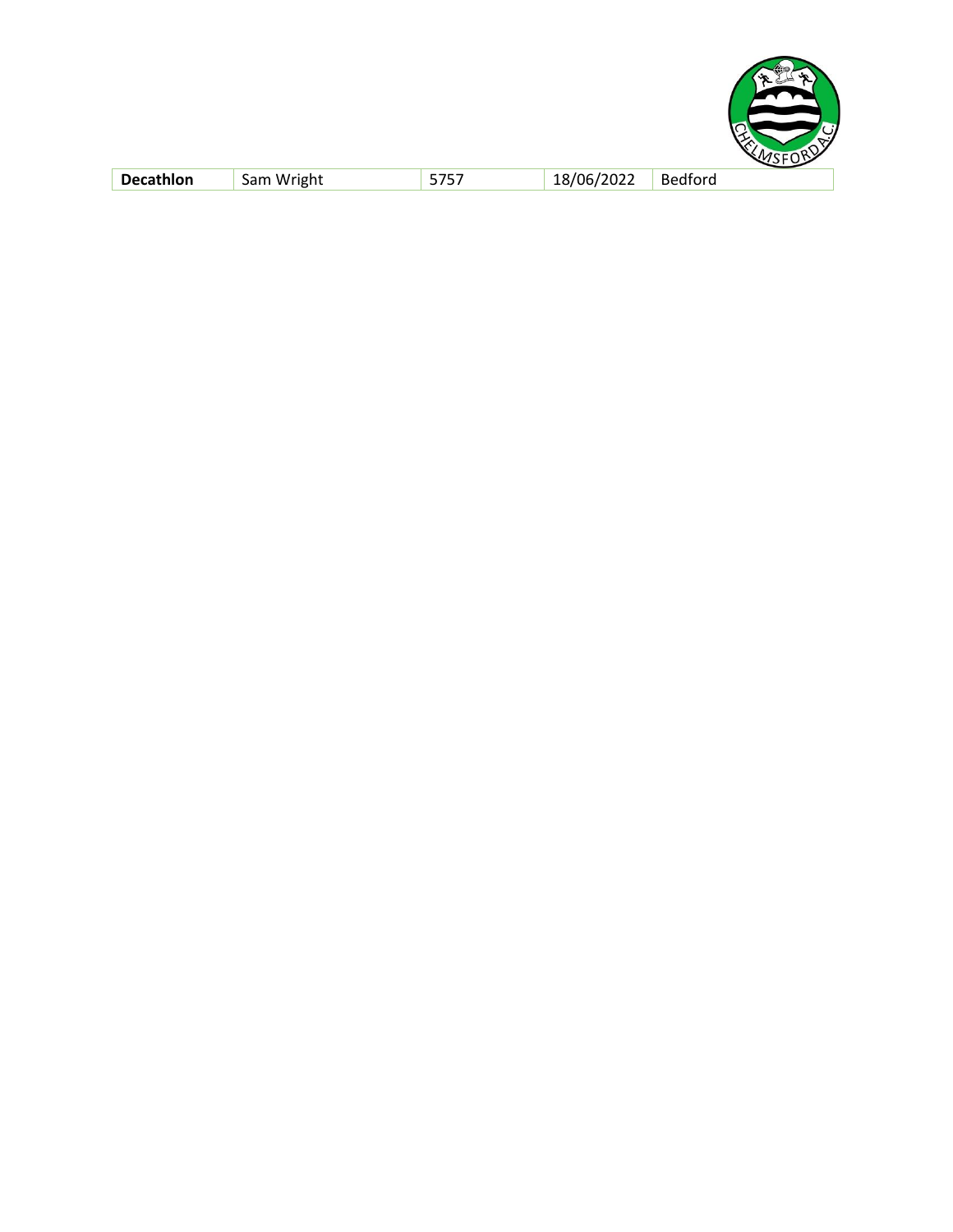| | | | | |
|---|---|---|---|---|
| **Decathlon** | Sam Wright | 5757 | 18/06/2022 | Bedford |